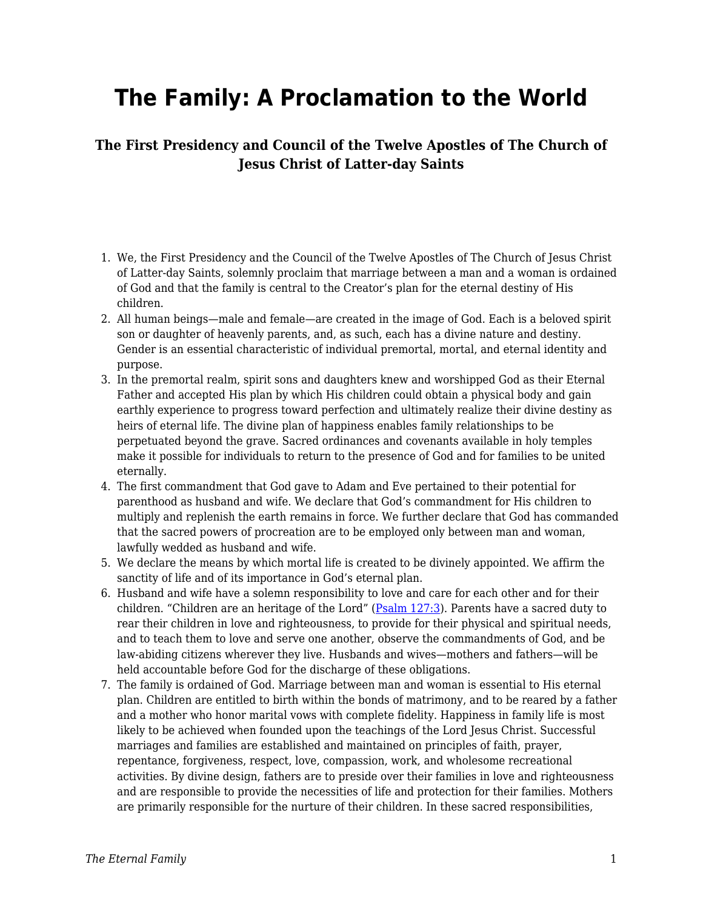# The Family: A Proclamation to the World

### The First Presidency and Council of the Twelve Apostles of The Church of Jesus Christ of Latter-day Saints

1. We, the First Presidency and the Council of the Twelve Apostles of The Church of Jesus Christ of Latter-day Saints, solemnly proclaim that marriage between a man and a woman is ordained of God and that the family is central to the Creator's plan for the eternal destiny of His children.
2. All human beings—male and female—are created in the image of God. Each is a beloved spirit son or daughter of heavenly parents, and, as such, each has a divine nature and destiny. Gender is an essential characteristic of individual premortal, mortal, and eternal identity and purpose.
3. In the premortal realm, spirit sons and daughters knew and worshipped God as their Eternal Father and accepted His plan by which His children could obtain a physical body and gain earthly experience to progress toward perfection and ultimately realize their divine destiny as heirs of eternal life. The divine plan of happiness enables family relationships to be perpetuated beyond the grave. Sacred ordinances and covenants available in holy temples make it possible for individuals to return to the presence of God and for families to be united eternally.
4. The first commandment that God gave to Adam and Eve pertained to their potential for parenthood as husband and wife. We declare that God's commandment for His children to multiply and replenish the earth remains in force. We further declare that God has commanded that the sacred powers of procreation are to be employed only between man and woman, lawfully wedded as husband and wife.
5. We declare the means by which mortal life is created to be divinely appointed. We affirm the sanctity of life and of its importance in God's eternal plan.
6. Husband and wife have a solemn responsibility to love and care for each other and for their children. "Children are an heritage of the Lord" (Psalm 127:3). Parents have a sacred duty to rear their children in love and righteousness, to provide for their physical and spiritual needs, and to teach them to love and serve one another, observe the commandments of God, and be law-abiding citizens wherever they live. Husbands and wives—mothers and fathers—will be held accountable before God for the discharge of these obligations.
7. The family is ordained of God. Marriage between man and woman is essential to His eternal plan. Children are entitled to birth within the bonds of matrimony, and to be reared by a father and a mother who honor marital vows with complete fidelity. Happiness in family life is most likely to be achieved when founded upon the teachings of the Lord Jesus Christ. Successful marriages and families are established and maintained on principles of faith, prayer, repentance, forgiveness, respect, love, compassion, work, and wholesome recreational activities. By divine design, fathers are to preside over their families in love and righteousness and are responsible to provide the necessities of life and protection for their families. Mothers are primarily responsible for the nurture of their children. In these sacred responsibilities,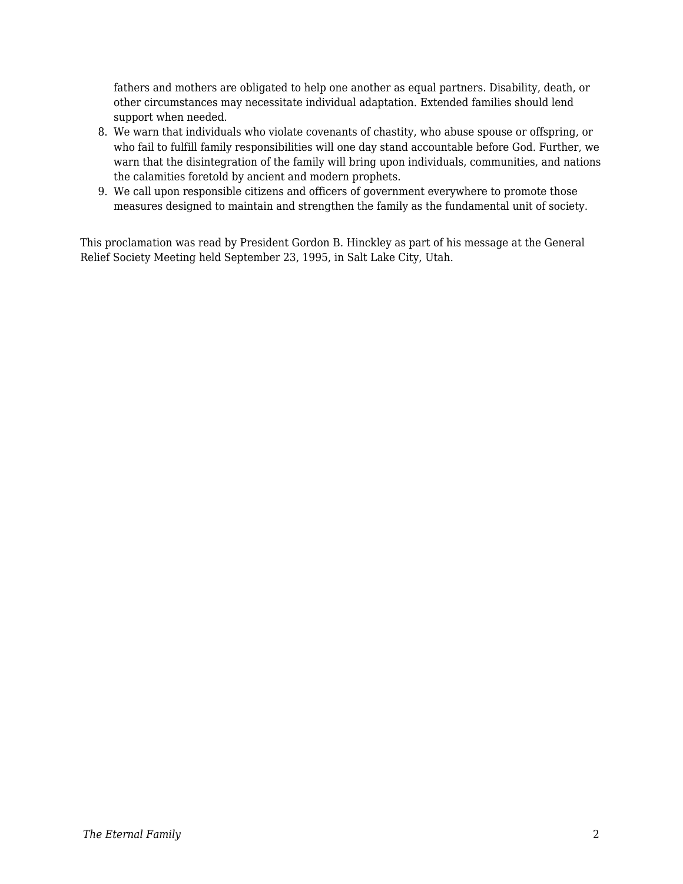fathers and mothers are obligated to help one another as equal partners. Disability, death, or other circumstances may necessitate individual adaptation. Extended families should lend support when needed.

8. We warn that individuals who violate covenants of chastity, who abuse spouse or offspring, or who fail to fulfill family responsibilities will one day stand accountable before God. Further, we warn that the disintegration of the family will bring upon individuals, communities, and nations the calamities foretold by ancient and modern prophets.
9. We call upon responsible citizens and officers of government everywhere to promote those measures designed to maintain and strengthen the family as the fundamental unit of society.

This proclamation was read by President Gordon B. Hinckley as part of his message at the General Relief Society Meeting held September 23, 1995, in Salt Lake City, Utah.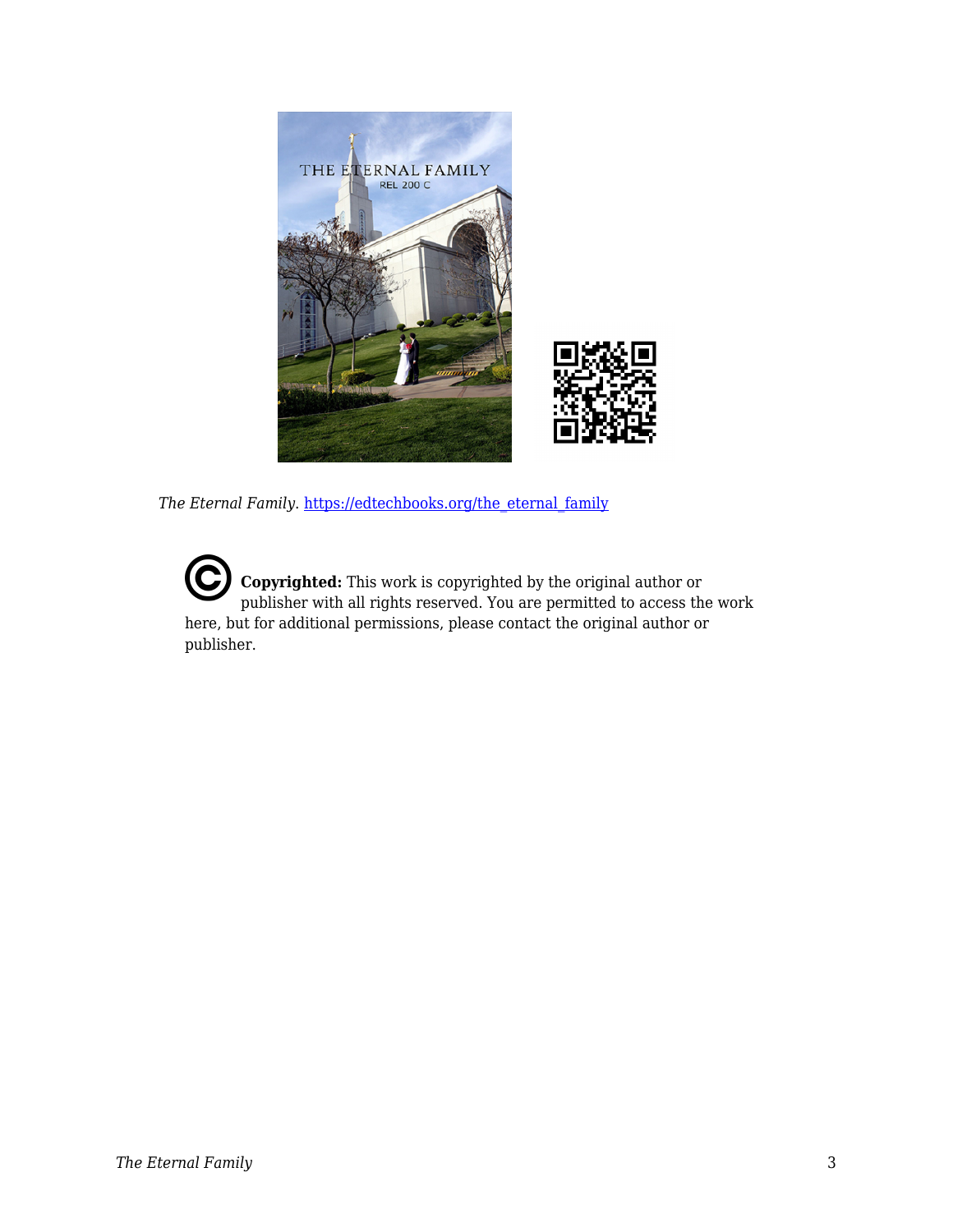*The Eternal Family*. https://edtechbooks.org/the_eternal_family

**Copyrighted:** This work is copyrighted by the original author or publisher with all rights reserved. You are permitted to access the work here, but for additional permissions, please contact the original author or publisher.